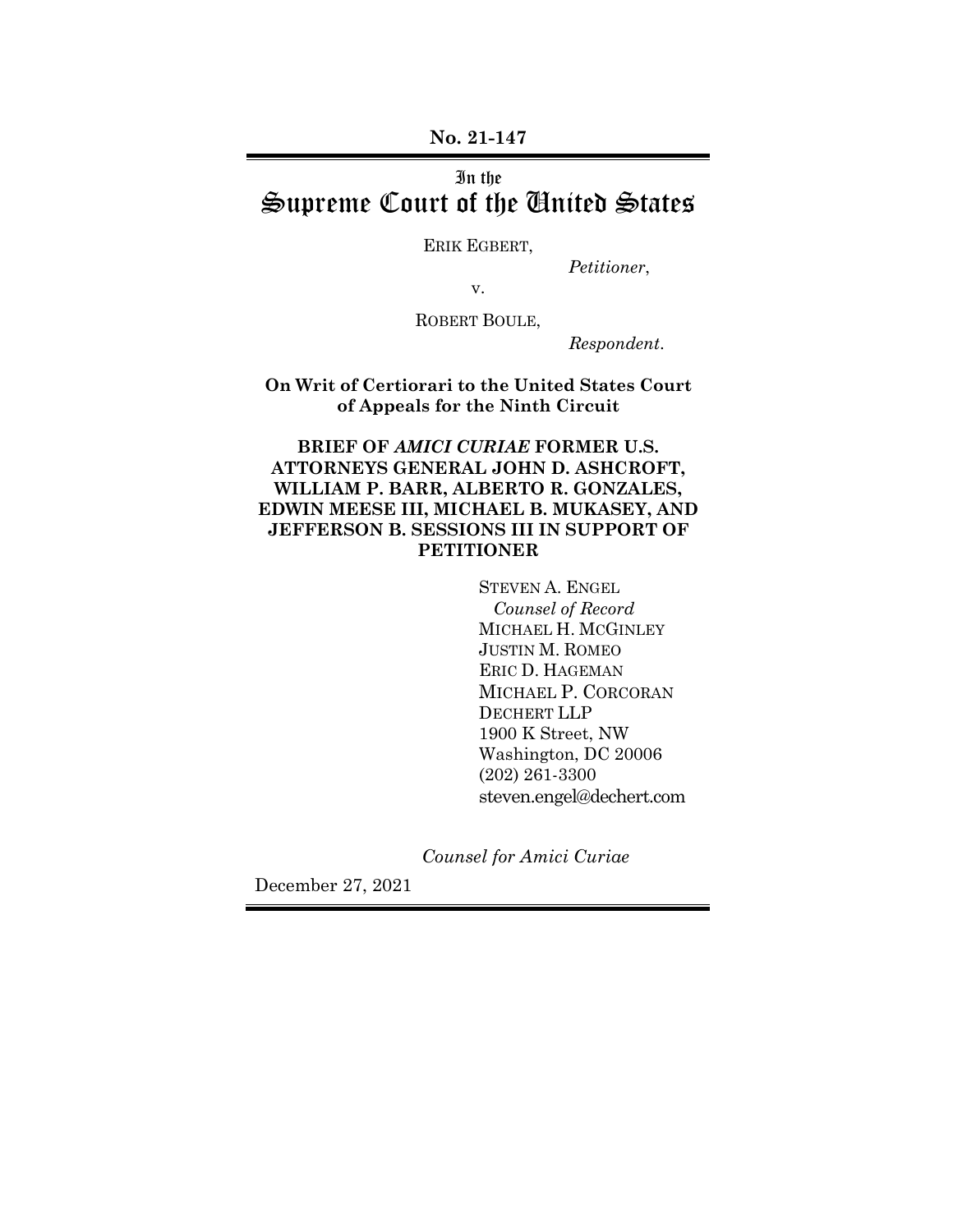**No. 21-147**

# In the Supreme Court of the United States

ERIK EGBERT,

*Petitioner*,

v.

ROBERT BOULE,

*Respondent*.

**On Writ of Certiorari to the United States Court of Appeals for the Ninth Circuit**

**BRIEF OF *AMICI CURIAE* FORMER U.S. ATTORNEYS GENERAL JOHN D. ASHCROFT, WILLIAM P. BARR, ALBERTO R. GONZALES, EDWIN MEESE III, MICHAEL B. MUKASEY, AND JEFFERSON B. SESSIONS III IN SUPPORT OF PETITIONER**

STEVEN A. ENGEL
*Counsel of Record*
MICHAEL H. MCGINLEY
JUSTIN M. ROMEO
ERIC D. HAGEMAN
MICHAEL P. CORCORAN
DECHERT LLP
1900 K Street, NW
Washington, DC 20006
(202) 261-3300
steven.engel@dechert.com

*Counsel for Amici Curiae*

December 27, 2021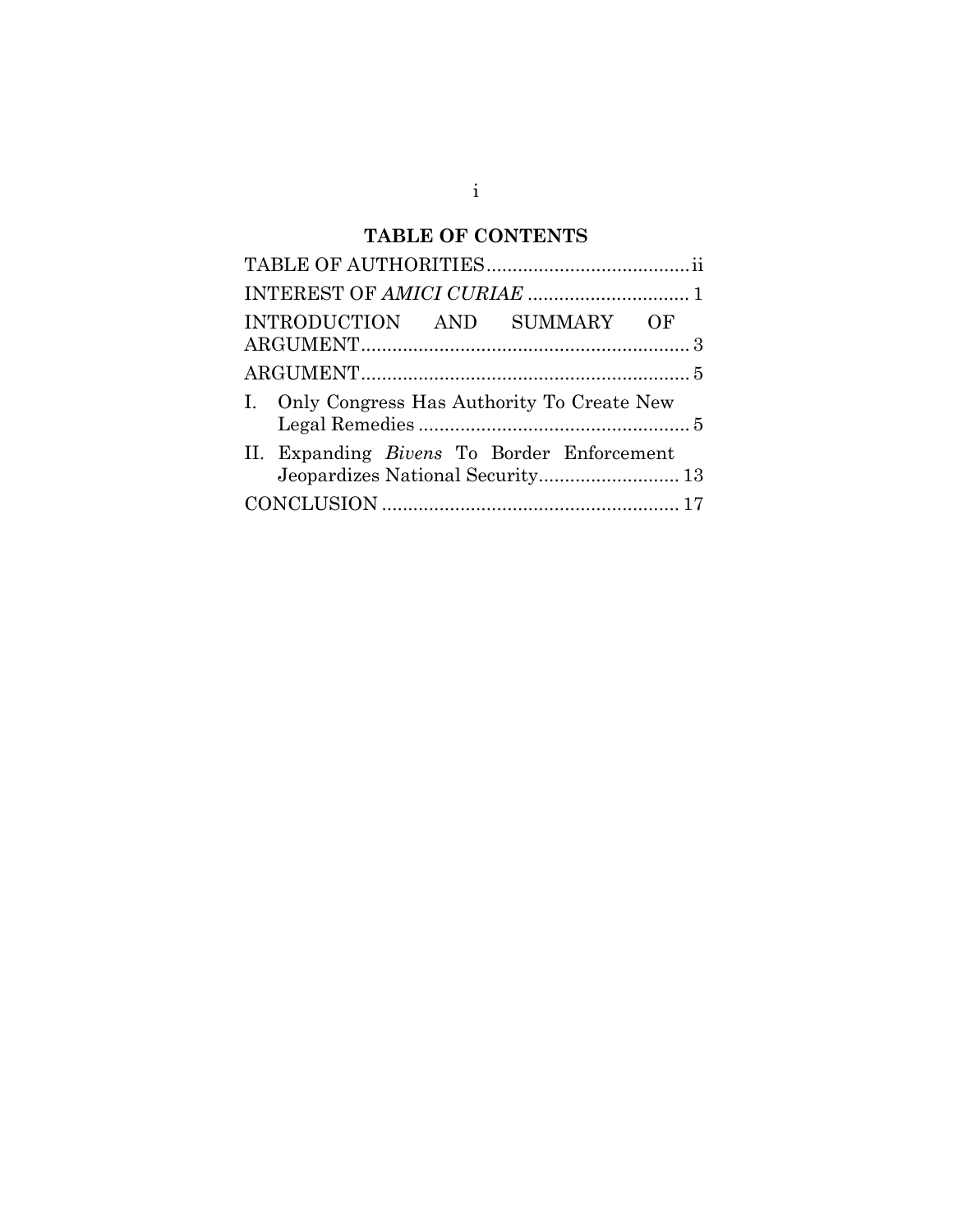## TABLE OF CONTENTS

TABLE OF AUTHORITIES....................................ii

INTEREST OF *AMICI CURIAE* ............................ 1

INTRODUCTION AND SUMMARY OF ARGUMENT............................................................ 3

ARGUMENT............................................................ 5

I. Only Congress Has Authority To Create New Legal Remedies .................................................. 5

II. Expanding *Bivens* To Border Enforcement Jeopardizes National Security........................ 13

CONCLUSION ...................................................... 17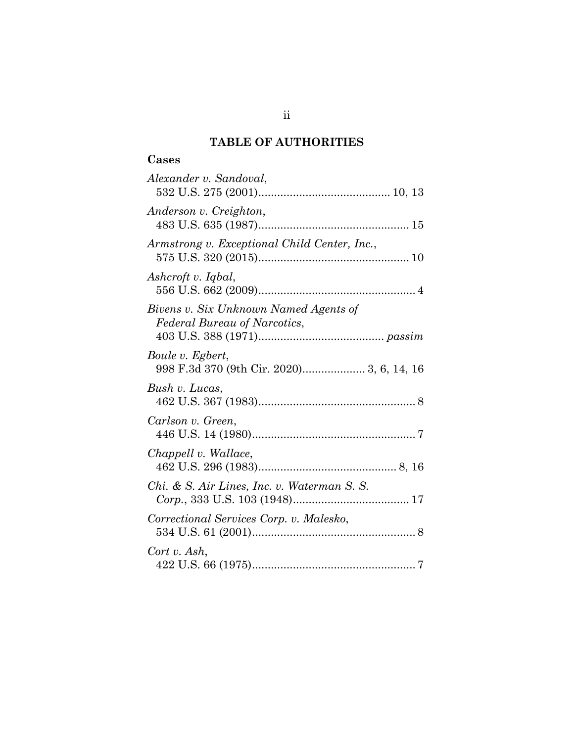# TABLE OF AUTHORITIES

## Cases

*Alexander v. Sandoval*, 532 U.S. 275 (2001) .......................................... 10, 13

*Anderson v. Creighton*, 483 U.S. 635 (1987) ................................................ 15

*Armstrong v. Exceptional Child Center, Inc.*, 575 U.S. 320 (2015) ................................................ 10

*Ashcroft v. Iqbal*, 556 U.S. 662 (2009) .................................................. 4

*Bivens v. Six Unknown Named Agents of Federal Bureau of Narcotics*, 403 U.S. 388 (1971) ........................................ *passim*

*Boule v. Egbert*, 998 F.3d 370 (9th Cir. 2020) .................... 3, 6, 14, 16

*Bush v. Lucas*, 462 U.S. 367 (1983) .................................................. 8

*Carlson v. Green*, 446 U.S. 14 (1980) .................................................... 7

*Chappell v. Wallace*, 462 U.S. 296 (1983) ............................................ 8, 16

*Chi. & S. Air Lines, Inc. v. Waterman S. S. Corp.*, 333 U.S. 103 (1948) ..................................... 17

*Correctional Services Corp. v. Malesko*, 534 U.S. 61 (2001) .................................................... 8

*Cort v. Ash*, 422 U.S. 66 (1975) .................................................... 7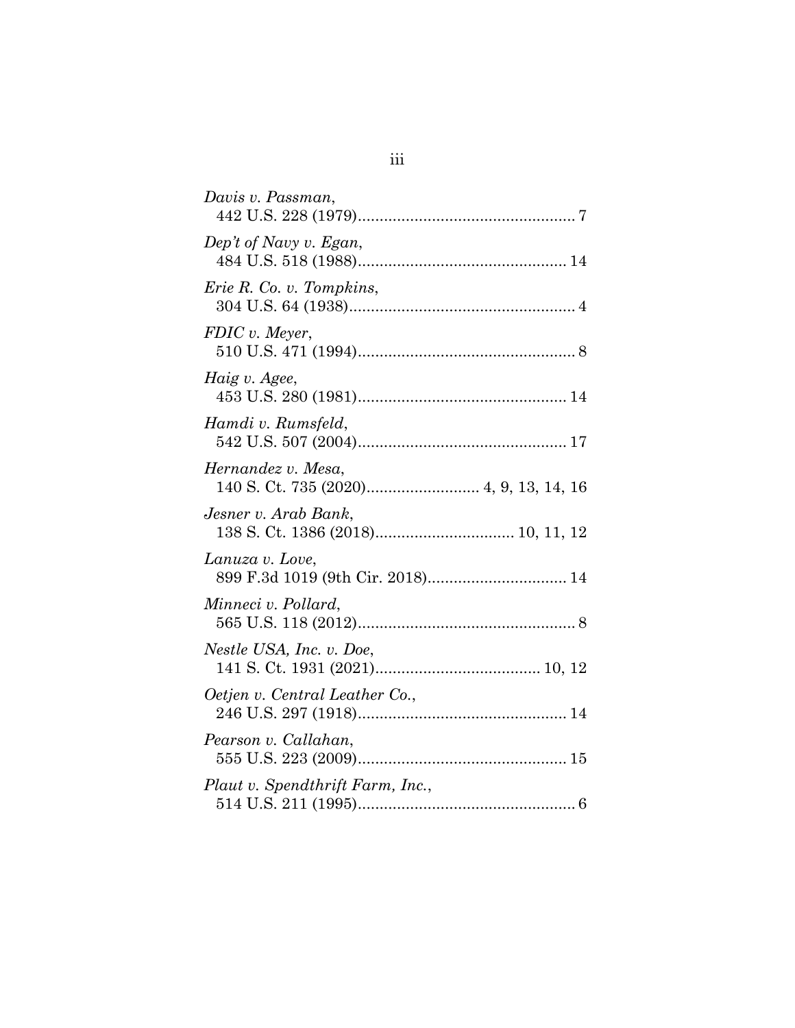*Davis v. Passman*,
442 U.S. 228 (1979).................................................. 7

*Dep't of Navy v. Egan*,
484 U.S. 518 (1988)................................................ 14

*Erie R. Co. v. Tompkins*,
304 U.S. 64 (1938).................................................... 4

*FDIC v. Meyer*,
510 U.S. 471 (1994).................................................. 8

*Haig v. Agee*,
453 U.S. 280 (1981)................................................ 14

*Hamdi v. Rumsfeld*,
542 U.S. 507 (2004)................................................ 17

*Hernandez v. Mesa*,
140 S. Ct. 735 (2020).......................... 4, 9, 13, 14, 16

*Jesner v. Arab Bank*,
138 S. Ct. 1386 (2018)................................ 10, 11, 12

*Lanuza v. Love*,
899 F.3d 1019 (9th Cir. 2018)................................ 14

*Minneci v. Pollard*,
565 U.S. 118 (2012).................................................. 8

*Nestle USA, Inc. v. Doe*,
141 S. Ct. 1931 (2021)...................................... 10, 12

*Oetjen v. Central Leather Co.*,
246 U.S. 297 (1918)................................................ 14

*Pearson v. Callahan*,
555 U.S. 223 (2009)................................................ 15

*Plaut v. Spendthrift Farm, Inc.*,
514 U.S. 211 (1995).................................................. 6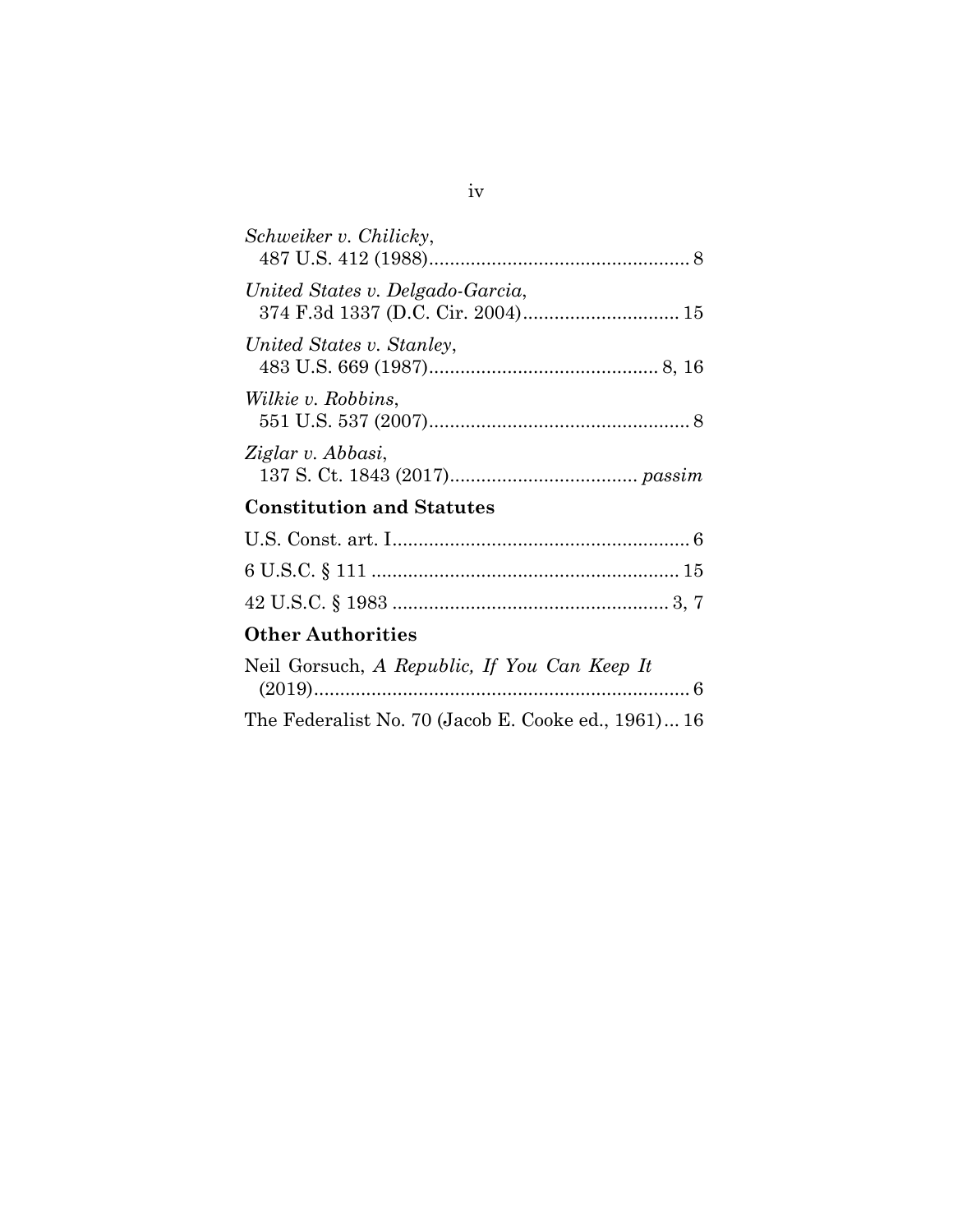*Schweiker v. Chilicky*,
487 U.S. 412 (1988).................................................. 8

*United States v. Delgado-Garcia*,
374 F.3d 1337 (D.C. Cir. 2004).............................. 15

*United States v. Stanley*,
483 U.S. 669 (1987)............................................ 8, 16

*Wilkie v. Robbins*,
551 U.S. 537 (2007).................................................. 8

*Ziglar v. Abbasi*,
137 S. Ct. 1843 (2017).................................... *passim*

**Constitution and Statutes**

U.S. Const. art. I......................................................... 6

6 U.S.C. § 111 ........................................................... 15

42 U.S.C. § 1983 ..................................................... 3, 7

**Other Authorities**

Neil Gorsuch, *A Republic, If You Can Keep It* (2019)........................................................................ 6

The Federalist No. 70 (Jacob E. Cooke ed., 1961)... 16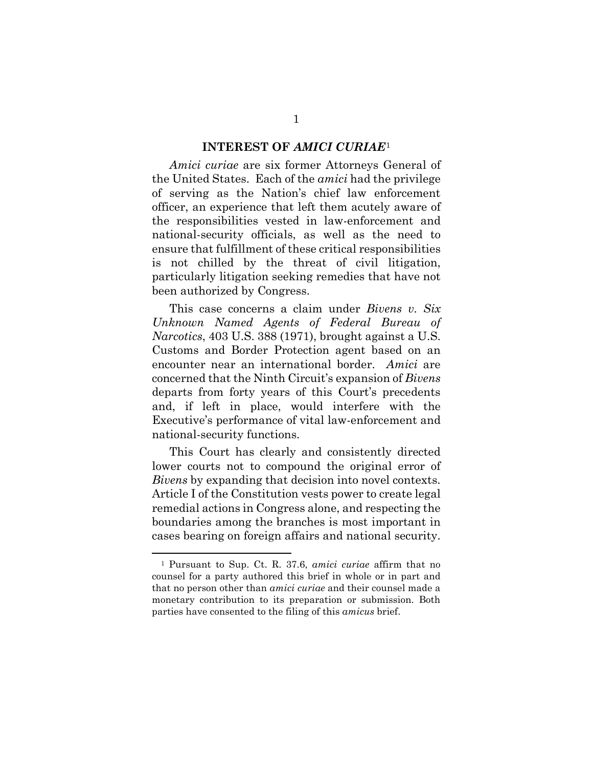## INTEREST OF *AMICI CURIAE*[1]

*Amici curiae* are six former Attorneys General of the United States. Each of the *amici* had the privilege of serving as the Nation's chief law enforcement officer, an experience that left them acutely aware of the responsibilities vested in law-enforcement and national-security officials, as well as the need to ensure that fulfillment of these critical responsibilities is not chilled by the threat of civil litigation, particularly litigation seeking remedies that have not been authorized by Congress.

This case concerns a claim under *Bivens v. Six Unknown Named Agents of Federal Bureau of Narcotics*, 403 U.S. 388 (1971), brought against a U.S. Customs and Border Protection agent based on an encounter near an international border. *Amici* are concerned that the Ninth Circuit's expansion of *Bivens* departs from forty years of this Court's precedents and, if left in place, would interfere with the Executive's performance of vital law-enforcement and national-security functions.

This Court has clearly and consistently directed lower courts not to compound the original error of *Bivens* by expanding that decision into novel contexts. Article I of the Constitution vests power to create legal remedial actions in Congress alone, and respecting the boundaries among the branches is most important in cases bearing on foreign affairs and national security.

---

[1] Pursuant to Sup. Ct. R. 37.6, *amici curiae* affirm that no counsel for a party authored this brief in whole or in part and that no person other than *amici curiae* and their counsel made a monetary contribution to its preparation or submission. Both parties have consented to the filing of this *amicus* brief.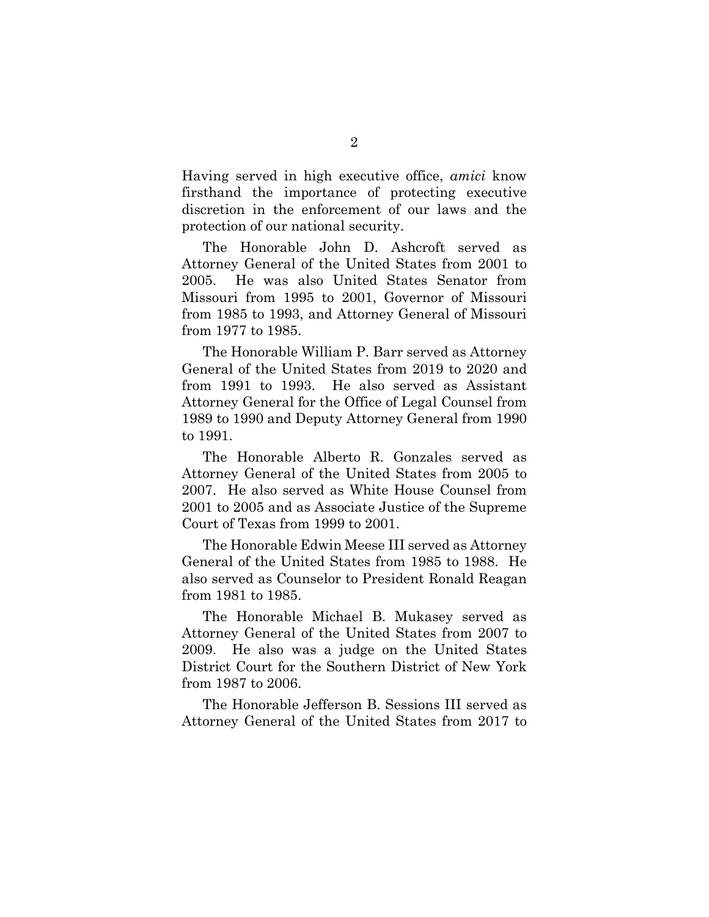Having served in high executive office, *amici* know firsthand the importance of protecting executive discretion in the enforcement of our laws and the protection of our national security.

The Honorable John D. Ashcroft served as Attorney General of the United States from 2001 to 2005. He was also United States Senator from Missouri from 1995 to 2001, Governor of Missouri from 1985 to 1993, and Attorney General of Missouri from 1977 to 1985.

The Honorable William P. Barr served as Attorney General of the United States from 2019 to 2020 and from 1991 to 1993. He also served as Assistant Attorney General for the Office of Legal Counsel from 1989 to 1990 and Deputy Attorney General from 1990 to 1991.

The Honorable Alberto R. Gonzales served as Attorney General of the United States from 2005 to 2007. He also served as White House Counsel from 2001 to 2005 and as Associate Justice of the Supreme Court of Texas from 1999 to 2001.

The Honorable Edwin Meese III served as Attorney General of the United States from 1985 to 1988. He also served as Counselor to President Ronald Reagan from 1981 to 1985.

The Honorable Michael B. Mukasey served as Attorney General of the United States from 2007 to 2009. He also was a judge on the United States District Court for the Southern District of New York from 1987 to 2006.

The Honorable Jefferson B. Sessions III served as Attorney General of the United States from 2017 to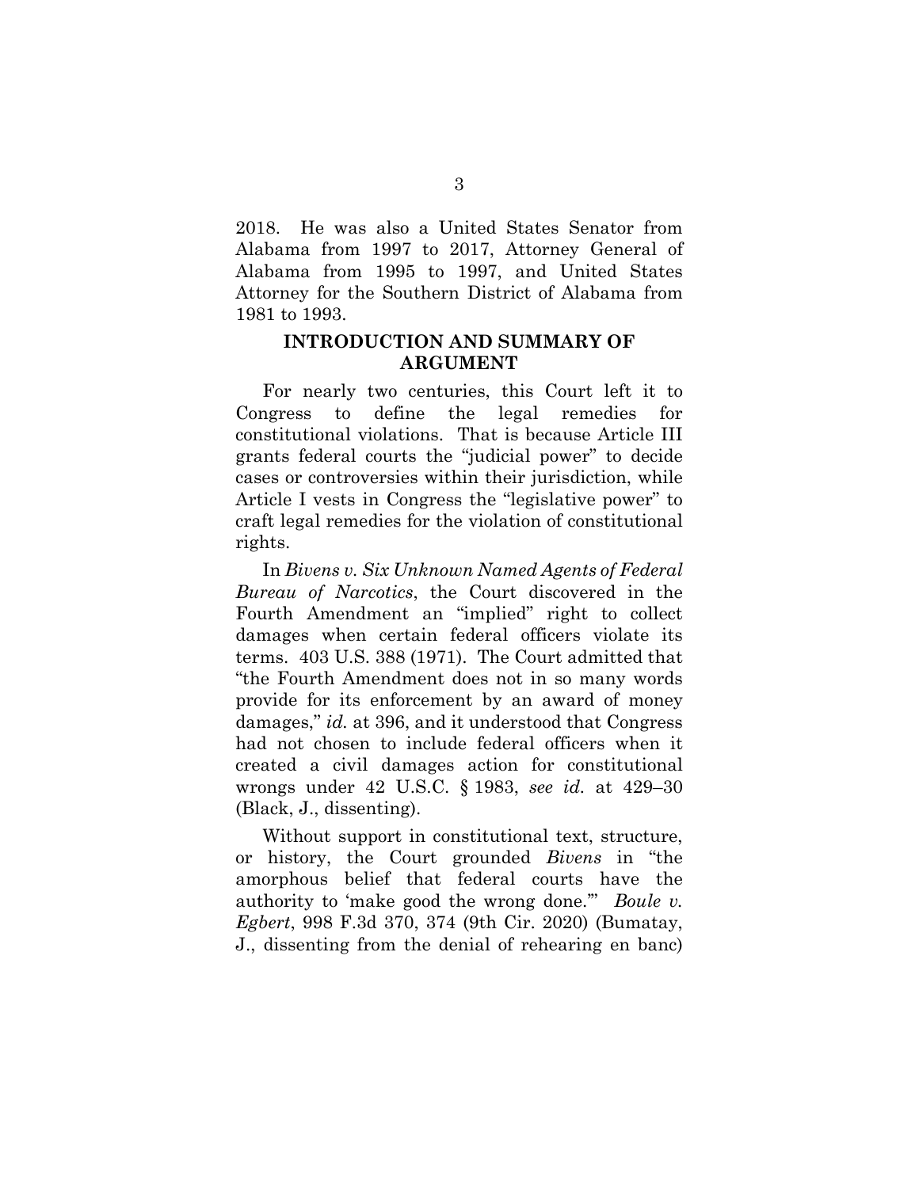2018. He was also a United States Senator from Alabama from 1997 to 2017, Attorney General of Alabama from 1995 to 1997, and United States Attorney for the Southern District of Alabama from 1981 to 1993.

## INTRODUCTION AND SUMMARY OF ARGUMENT

For nearly two centuries, this Court left it to Congress to define the legal remedies for constitutional violations. That is because Article III grants federal courts the "judicial power" to decide cases or controversies within their jurisdiction, while Article I vests in Congress the "legislative power" to craft legal remedies for the violation of constitutional rights.

In *Bivens v. Six Unknown Named Agents of Federal Bureau of Narcotics*, the Court discovered in the Fourth Amendment an "implied" right to collect damages when certain federal officers violate its terms. 403 U.S. 388 (1971). The Court admitted that "the Fourth Amendment does not in so many words provide for its enforcement by an award of money damages," *id.* at 396, and it understood that Congress had not chosen to include federal officers when it created a civil damages action for constitutional wrongs under 42 U.S.C. § 1983, *see id.* at 429–30 (Black, J., dissenting).

Without support in constitutional text, structure, or history, the Court grounded *Bivens* in "the amorphous belief that federal courts have the authority to 'make good the wrong done.'" *Boule v. Egbert*, 998 F.3d 370, 374 (9th Cir. 2020) (Bumatay, J., dissenting from the denial of rehearing en banc)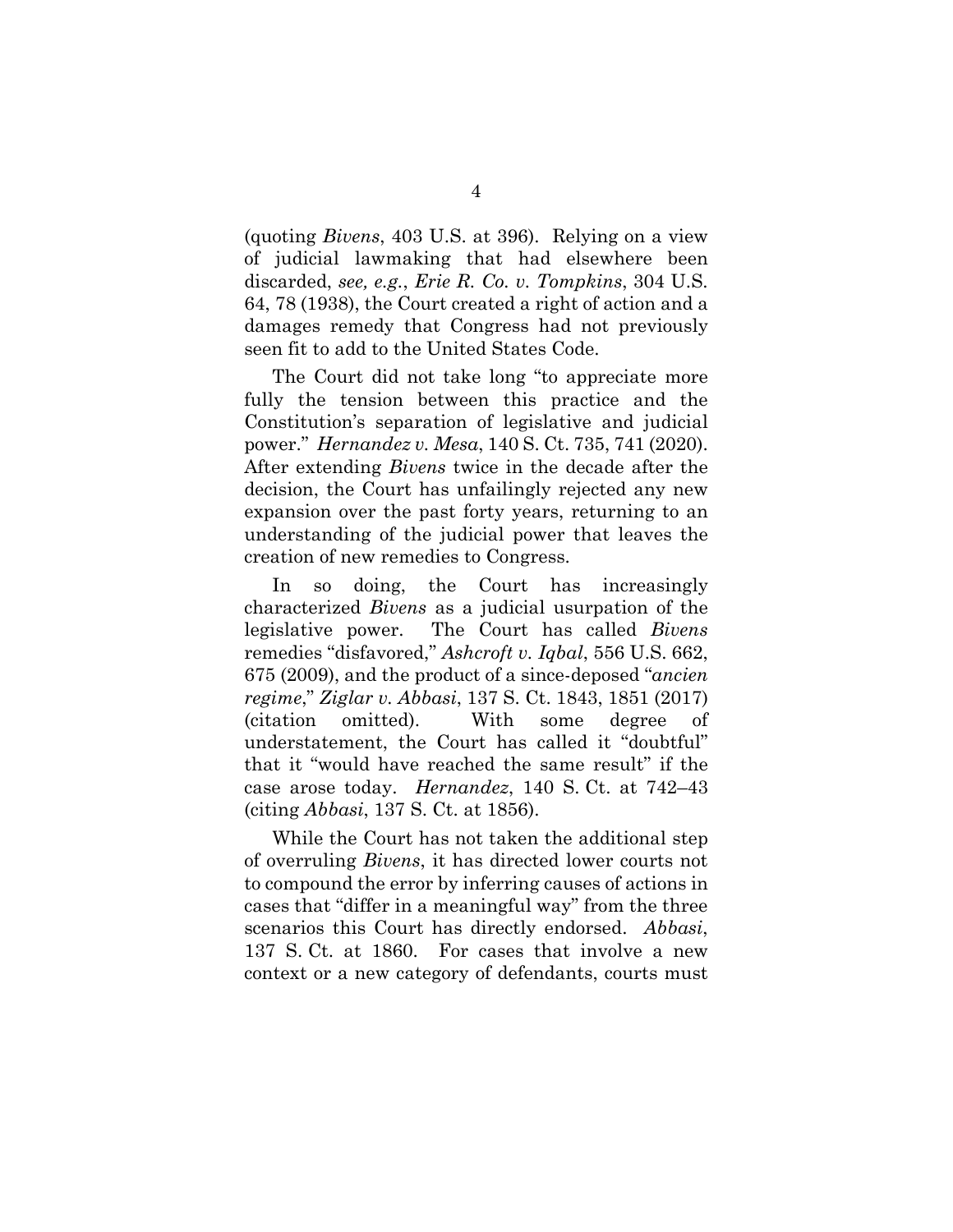(quoting *Bivens*, 403 U.S. at 396). Relying on a view of judicial lawmaking that had elsewhere been discarded, *see, e.g.*, *Erie R. Co. v. Tompkins*, 304 U.S. 64, 78 (1938), the Court created a right of action and a damages remedy that Congress had not previously seen fit to add to the United States Code.

The Court did not take long "to appreciate more fully the tension between this practice and the Constitution's separation of legislative and judicial power." *Hernandez v. Mesa*, 140 S. Ct. 735, 741 (2020). After extending *Bivens* twice in the decade after the decision, the Court has unfailingly rejected any new expansion over the past forty years, returning to an understanding of the judicial power that leaves the creation of new remedies to Congress.

In so doing, the Court has increasingly characterized *Bivens* as a judicial usurpation of the legislative power. The Court has called *Bivens* remedies "disfavored," *Ashcroft v. Iqbal*, 556 U.S. 662, 675 (2009), and the product of a since-deposed "*ancien regime*," *Ziglar v. Abbasi*, 137 S. Ct. 1843, 1851 (2017) (citation omitted). With some degree of understatement, the Court has called it "doubtful" that it "would have reached the same result" if the case arose today. *Hernandez*, 140 S. Ct. at 742–43 (citing *Abbasi*, 137 S. Ct. at 1856).

While the Court has not taken the additional step of overruling *Bivens*, it has directed lower courts not to compound the error by inferring causes of actions in cases that "differ in a meaningful way" from the three scenarios this Court has directly endorsed. *Abbasi*, 137 S. Ct. at 1860. For cases that involve a new context or a new category of defendants, courts must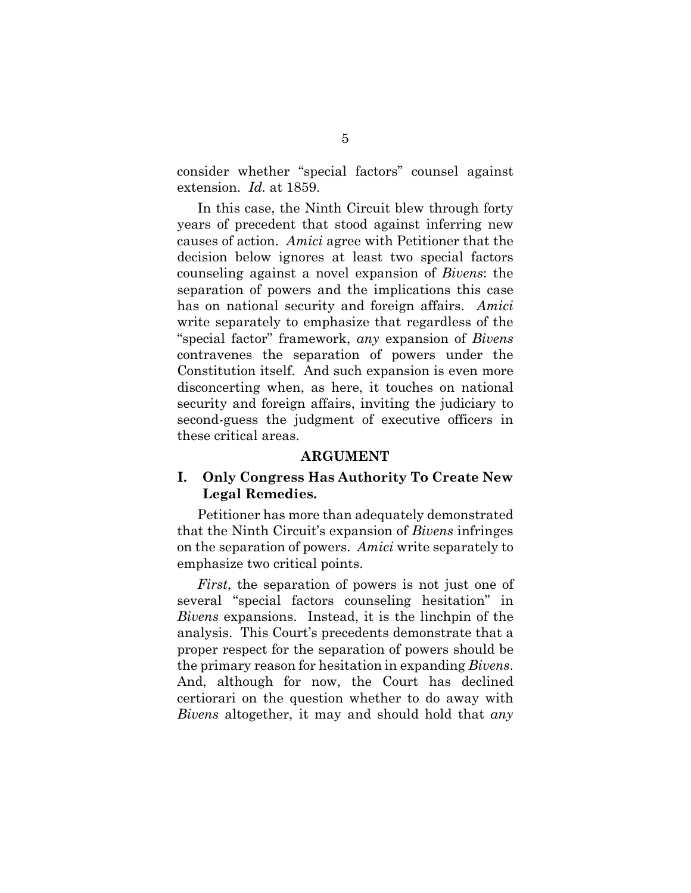consider whether "special factors" counsel against extension. *Id.* at 1859.

In this case, the Ninth Circuit blew through forty years of precedent that stood against inferring new causes of action. *Amici* agree with Petitioner that the decision below ignores at least two special factors counseling against a novel expansion of *Bivens*: the separation of powers and the implications this case has on national security and foreign affairs. *Amici* write separately to emphasize that regardless of the "special factor" framework, *any* expansion of *Bivens* contravenes the separation of powers under the Constitution itself. And such expansion is even more disconcerting when, as here, it touches on national security and foreign affairs, inviting the judiciary to second-guess the judgment of executive officers in these critical areas.

## ARGUMENT

### I. Only Congress Has Authority To Create New Legal Remedies.

Petitioner has more than adequately demonstrated that the Ninth Circuit's expansion of *Bivens* infringes on the separation of powers. *Amici* write separately to emphasize two critical points.

*First*, the separation of powers is not just one of several "special factors counseling hesitation" in *Bivens* expansions. Instead, it is the linchpin of the analysis. This Court's precedents demonstrate that a proper respect for the separation of powers should be the primary reason for hesitation in expanding *Bivens*. And, although for now, the Court has declined certiorari on the question whether to do away with *Bivens* altogether, it may and should hold that *any*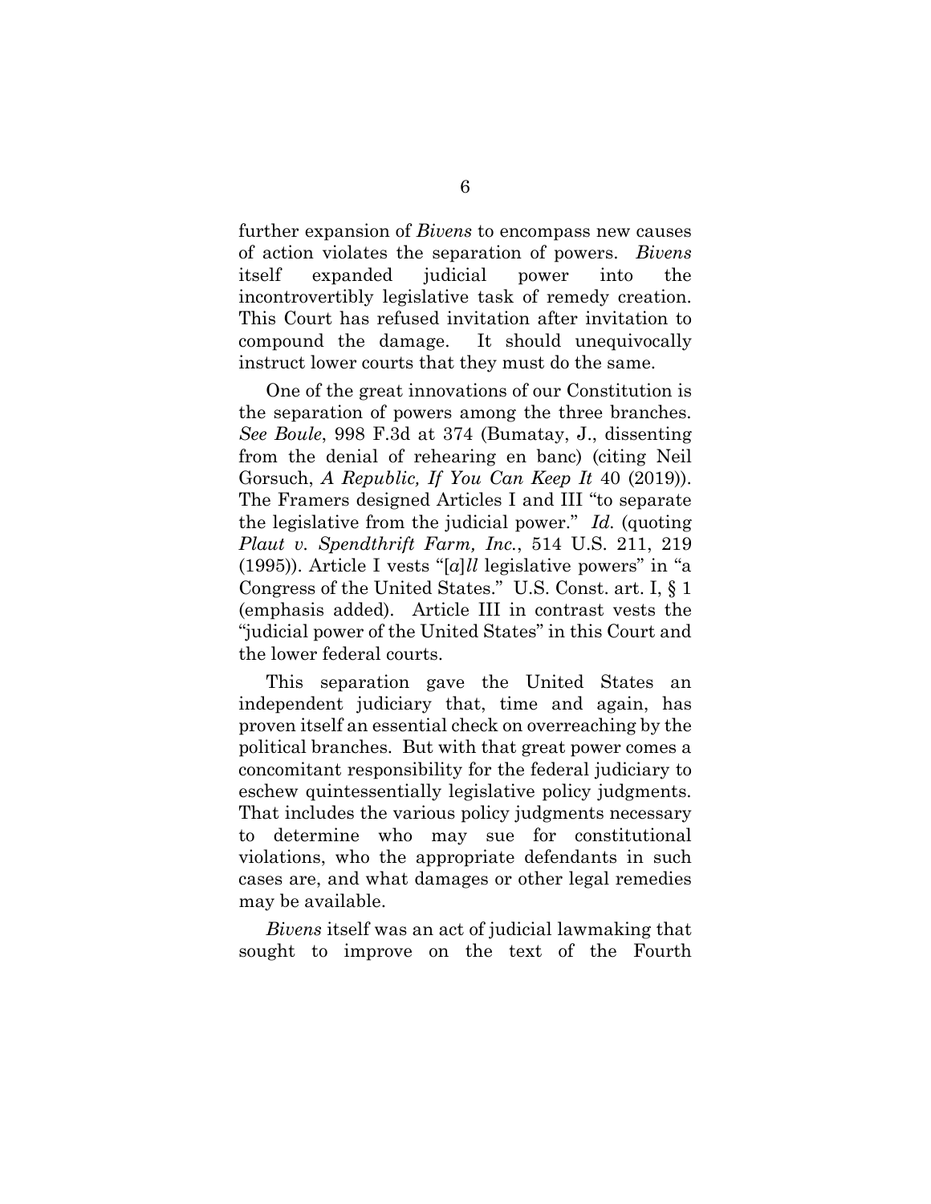further expansion of *Bivens* to encompass new causes of action violates the separation of powers. *Bivens* itself expanded judicial power into the incontrovertibly legislative task of remedy creation. This Court has refused invitation after invitation to compound the damage. It should unequivocally instruct lower courts that they must do the same.

One of the great innovations of our Constitution is the separation of powers among the three branches. *See Boule*, 998 F.3d at 374 (Bumatay, J., dissenting from the denial of rehearing en banc) (citing Neil Gorsuch, *A Republic, If You Can Keep It* 40 (2019)). The Framers designed Articles I and III "to separate the legislative from the judicial power." *Id.* (quoting *Plaut v. Spendthrift Farm, Inc.*, 514 U.S. 211, 219 (1995)). Article I vests "[*a*]*ll* legislative powers" in "a Congress of the United States." U.S. Const. art. I, § 1 (emphasis added). Article III in contrast vests the "judicial power of the United States" in this Court and the lower federal courts.

This separation gave the United States an independent judiciary that, time and again, has proven itself an essential check on overreaching by the political branches. But with that great power comes a concomitant responsibility for the federal judiciary to eschew quintessentially legislative policy judgments. That includes the various policy judgments necessary to determine who may sue for constitutional violations, who the appropriate defendants in such cases are, and what damages or other legal remedies may be available.

*Bivens* itself was an act of judicial lawmaking that sought to improve on the text of the Fourth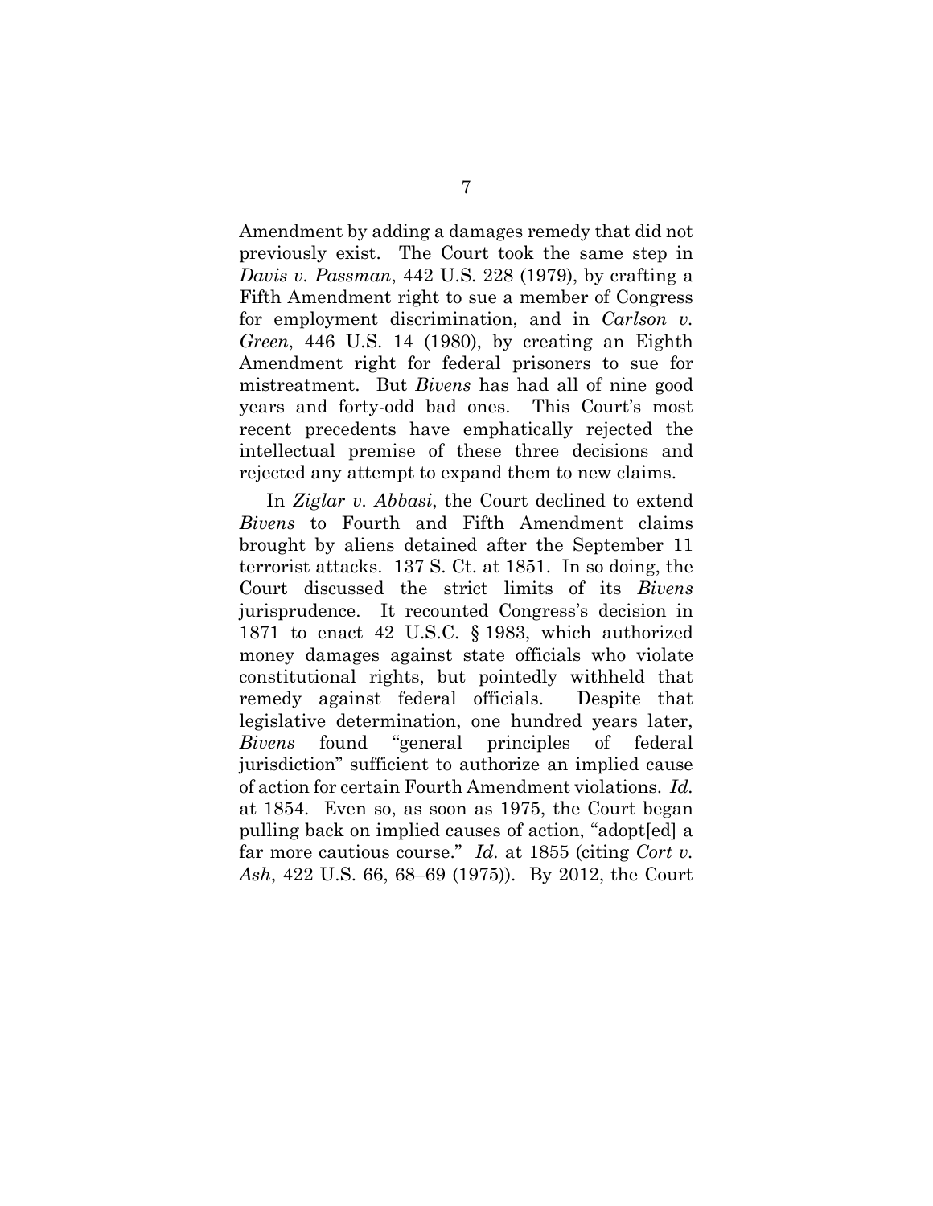Amendment by adding a damages remedy that did not previously exist. The Court took the same step in *Davis v. Passman*, 442 U.S. 228 (1979), by crafting a Fifth Amendment right to sue a member of Congress for employment discrimination, and in *Carlson v. Green*, 446 U.S. 14 (1980), by creating an Eighth Amendment right for federal prisoners to sue for mistreatment. But *Bivens* has had all of nine good years and forty-odd bad ones. This Court's most recent precedents have emphatically rejected the intellectual premise of these three decisions and rejected any attempt to expand them to new claims.

In *Ziglar v. Abbasi*, the Court declined to extend *Bivens* to Fourth and Fifth Amendment claims brought by aliens detained after the September 11 terrorist attacks. 137 S. Ct. at 1851. In so doing, the Court discussed the strict limits of its *Bivens* jurisprudence. It recounted Congress's decision in 1871 to enact 42 U.S.C. § 1983, which authorized money damages against state officials who violate constitutional rights, but pointedly withheld that remedy against federal officials. Despite that legislative determination, one hundred years later, *Bivens* found "general principles of federal jurisdiction" sufficient to authorize an implied cause of action for certain Fourth Amendment violations. *Id.* at 1854. Even so, as soon as 1975, the Court began pulling back on implied causes of action, "adopt[ed] a far more cautious course." *Id.* at 1855 (citing *Cort v. Ash*, 422 U.S. 66, 68–69 (1975)). By 2012, the Court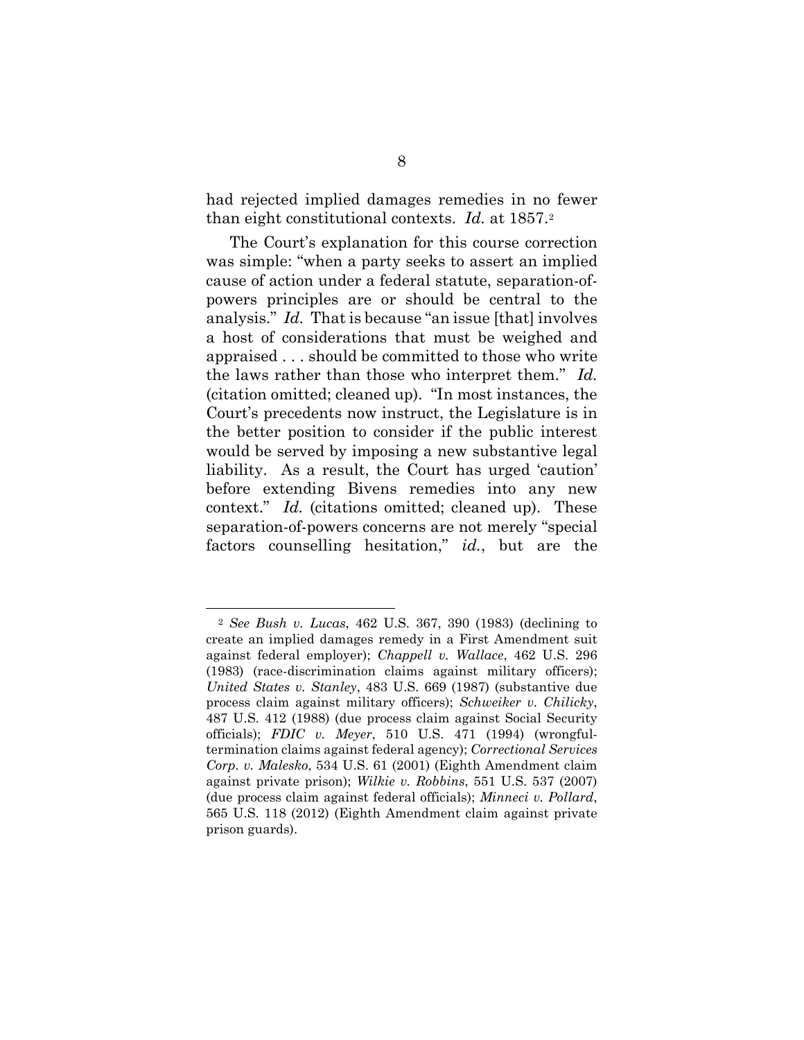had rejected implied damages remedies in no fewer than eight constitutional contexts. *Id.* at 1857.[2]

The Court's explanation for this course correction was simple: "when a party seeks to assert an implied cause of action under a federal statute, separation-of-powers principles are or should be central to the analysis." *Id.* That is because "an issue [that] involves a host of considerations that must be weighed and appraised . . . should be committed to those who write the laws rather than those who interpret them." *Id.* (citation omitted; cleaned up). "In most instances, the Court's precedents now instruct, the Legislature is in the better position to consider if the public interest would be served by imposing a new substantive legal liability. As a result, the Court has urged 'caution' before extending Bivens remedies into any new context." *Id.* (citations omitted; cleaned up). These separation-of-powers concerns are not merely "special factors counselling hesitation," *id.*, but are the

---

[2] *See Bush v. Lucas*, 462 U.S. 367, 390 (1983) (declining to create an implied damages remedy in a First Amendment suit against federal employer); *Chappell v. Wallace*, 462 U.S. 296 (1983) (race-discrimination claims against military officers); *United States v. Stanley*, 483 U.S. 669 (1987) (substantive due process claim against military officers); *Schweiker v. Chilicky*, 487 U.S. 412 (1988) (due process claim against Social Security officials); *FDIC v. Meyer*, 510 U.S. 471 (1994) (wrongful-termination claims against federal agency); *Correctional Services Corp. v. Malesko*, 534 U.S. 61 (2001) (Eighth Amendment claim against private prison); *Wilkie v. Robbins*, 551 U.S. 537 (2007) (due process claim against federal officials); *Minneci v. Pollard*, 565 U.S. 118 (2012) (Eighth Amendment claim against private prison guards).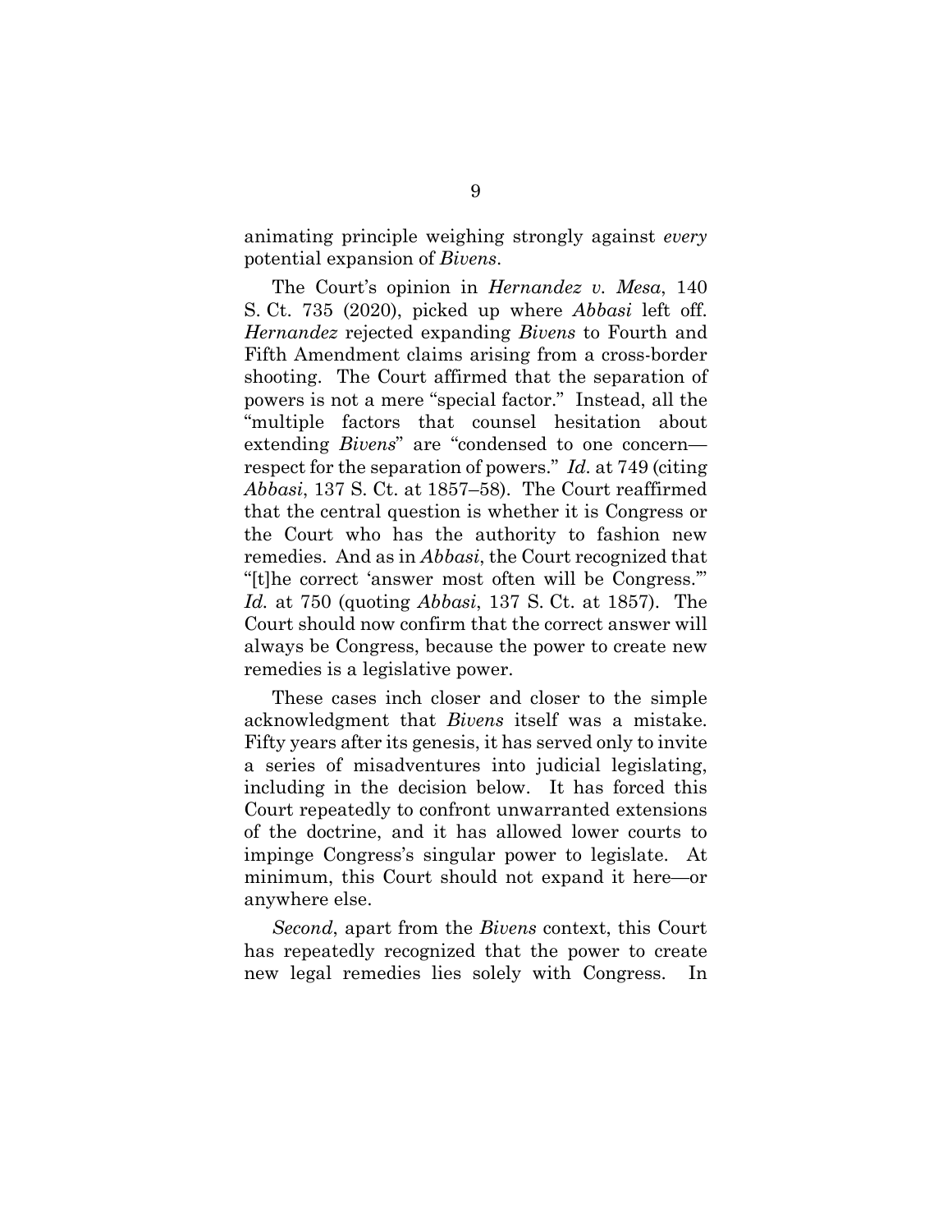animating principle weighing strongly against *every* potential expansion of *Bivens*.

The Court's opinion in *Hernandez v. Mesa*, 140 S. Ct. 735 (2020), picked up where *Abbasi* left off. *Hernandez* rejected expanding *Bivens* to Fourth and Fifth Amendment claims arising from a cross-border shooting. The Court affirmed that the separation of powers is not a mere "special factor." Instead, all the "multiple factors that counsel hesitation about extending *Bivens*" are "condensed to one concern—respect for the separation of powers." *Id.* at 749 (citing *Abbasi*, 137 S. Ct. at 1857–58). The Court reaffirmed that the central question is whether it is Congress or the Court who has the authority to fashion new remedies. And as in *Abbasi*, the Court recognized that "[t]he correct 'answer most often will be Congress.'" *Id.* at 750 (quoting *Abbasi*, 137 S. Ct. at 1857). The Court should now confirm that the correct answer will always be Congress, because the power to create new remedies is a legislative power.

These cases inch closer and closer to the simple acknowledgment that *Bivens* itself was a mistake. Fifty years after its genesis, it has served only to invite a series of misadventures into judicial legislating, including in the decision below. It has forced this Court repeatedly to confront unwarranted extensions of the doctrine, and it has allowed lower courts to impinge Congress's singular power to legislate. At minimum, this Court should not expand it here—or anywhere else.

*Second*, apart from the *Bivens* context, this Court has repeatedly recognized that the power to create new legal remedies lies solely with Congress. In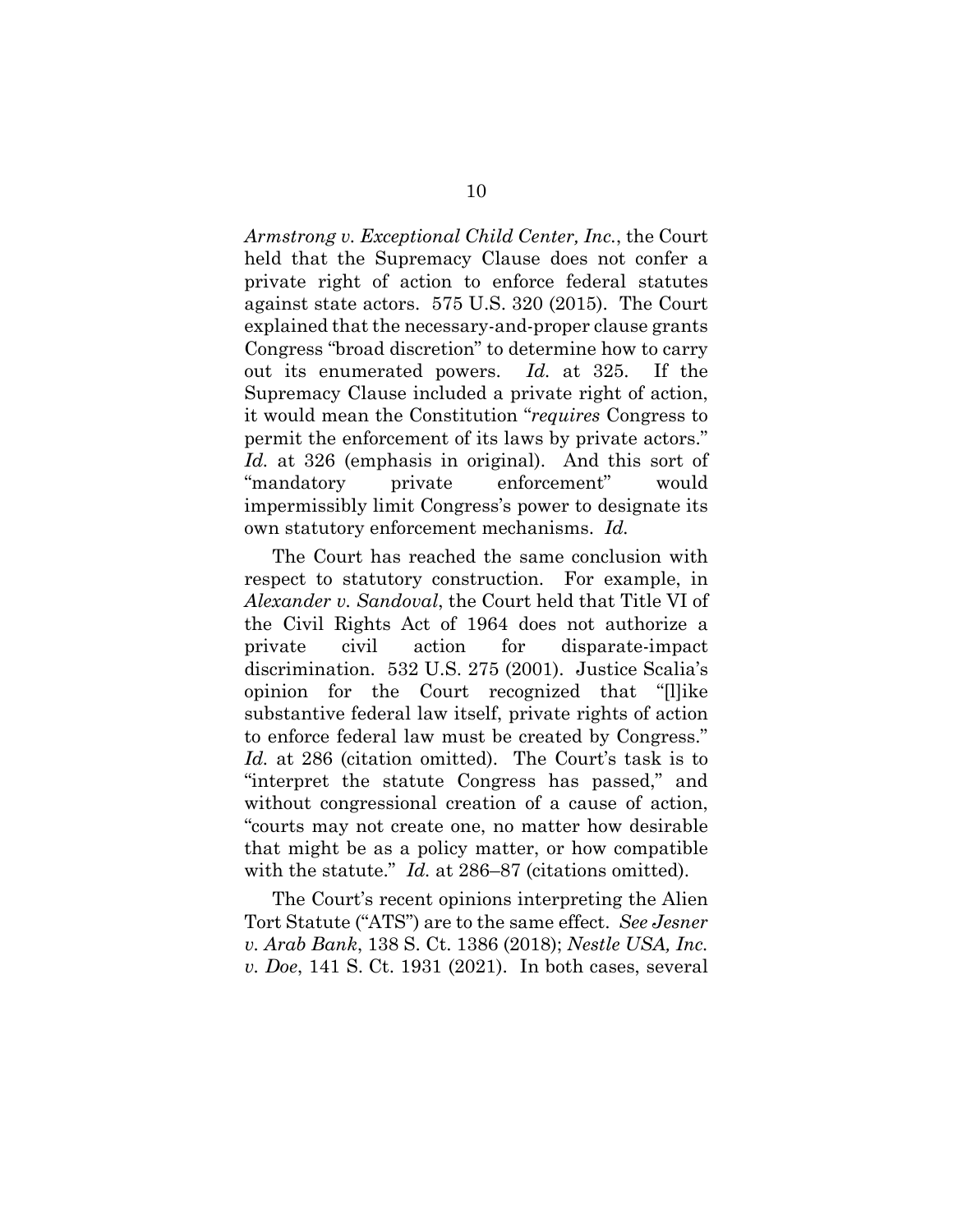*Armstrong v. Exceptional Child Center, Inc.*, the Court held that the Supremacy Clause does not confer a private right of action to enforce federal statutes against state actors. 575 U.S. 320 (2015). The Court explained that the necessary-and-proper clause grants Congress "broad discretion" to determine how to carry out its enumerated powers. *Id.* at 325. If the Supremacy Clause included a private right of action, it would mean the Constitution "*requires* Congress to permit the enforcement of its laws by private actors." *Id.* at 326 (emphasis in original). And this sort of "mandatory private enforcement" would impermissibly limit Congress's power to designate its own statutory enforcement mechanisms. *Id.*

The Court has reached the same conclusion with respect to statutory construction. For example, in *Alexander v. Sandoval*, the Court held that Title VI of the Civil Rights Act of 1964 does not authorize a private civil action for disparate-impact discrimination. 532 U.S. 275 (2001). Justice Scalia's opinion for the Court recognized that "[l]ike substantive federal law itself, private rights of action to enforce federal law must be created by Congress." *Id.* at 286 (citation omitted). The Court's task is to "interpret the statute Congress has passed," and without congressional creation of a cause of action, "courts may not create one, no matter how desirable that might be as a policy matter, or how compatible with the statute." *Id.* at 286–87 (citations omitted).

The Court's recent opinions interpreting the Alien Tort Statute ("ATS") are to the same effect. *See Jesner v. Arab Bank*, 138 S. Ct. 1386 (2018); *Nestle USA, Inc. v. Doe*, 141 S. Ct. 1931 (2021). In both cases, several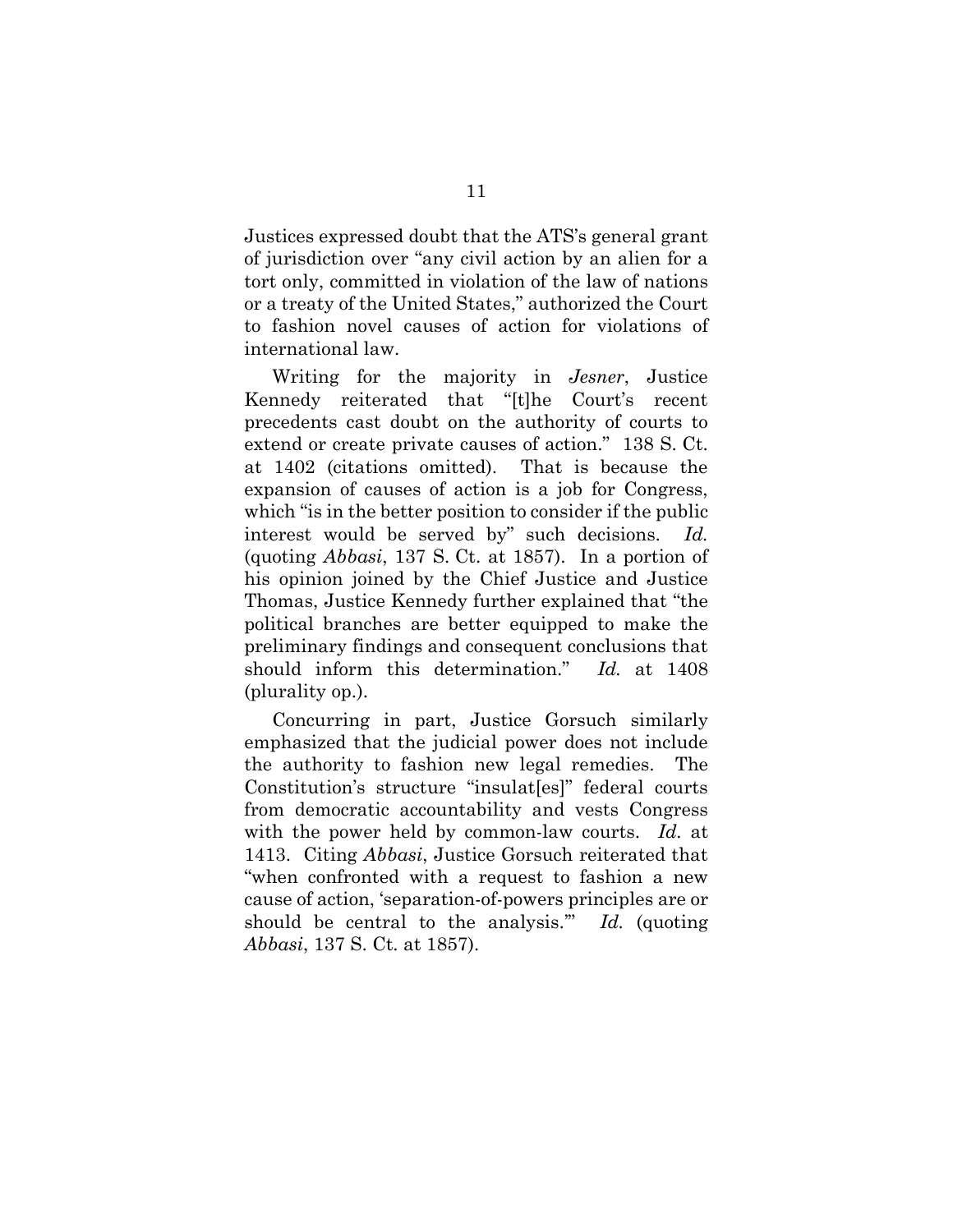Justices expressed doubt that the ATS's general grant of jurisdiction over "any civil action by an alien for a tort only, committed in violation of the law of nations or a treaty of the United States," authorized the Court to fashion novel causes of action for violations of international law.

Writing for the majority in *Jesner*, Justice Kennedy reiterated that "[t]he Court's recent precedents cast doubt on the authority of courts to extend or create private causes of action." 138 S. Ct. at 1402 (citations omitted). That is because the expansion of causes of action is a job for Congress, which "is in the better position to consider if the public interest would be served by" such decisions. *Id.* (quoting *Abbasi*, 137 S. Ct. at 1857). In a portion of his opinion joined by the Chief Justice and Justice Thomas, Justice Kennedy further explained that "the political branches are better equipped to make the preliminary findings and consequent conclusions that should inform this determination." *Id.* at 1408 (plurality op.).

Concurring in part, Justice Gorsuch similarly emphasized that the judicial power does not include the authority to fashion new legal remedies. The Constitution's structure "insulat[es]" federal courts from democratic accountability and vests Congress with the power held by common-law courts. *Id.* at 1413. Citing *Abbasi*, Justice Gorsuch reiterated that "when confronted with a request to fashion a new cause of action, 'separation-of-powers principles are or should be central to the analysis.'" *Id.* (quoting *Abbasi*, 137 S. Ct. at 1857).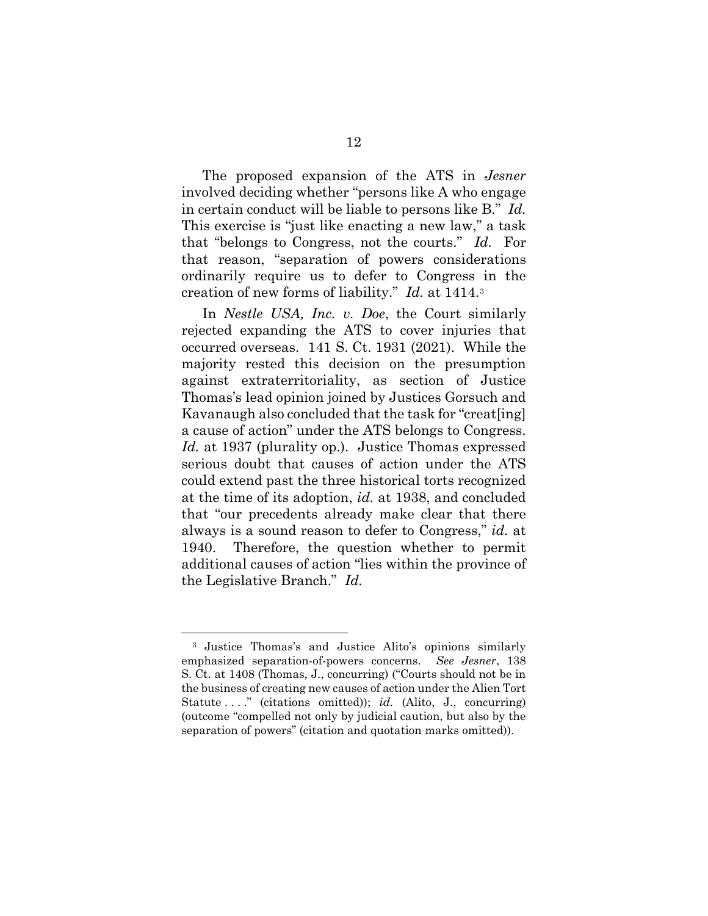The proposed expansion of the ATS in *Jesner* involved deciding whether "persons like A who engage in certain conduct will be liable to persons like B." *Id.* This exercise is "just like enacting a new law," a task that "belongs to Congress, not the courts." *Id.* For that reason, "separation of powers considerations ordinarily require us to defer to Congress in the creation of new forms of liability." *Id.* at 1414.[3]

In *Nestle USA, Inc. v. Doe*, the Court similarly rejected expanding the ATS to cover injuries that occurred overseas. 141 S. Ct. 1931 (2021). While the majority rested this decision on the presumption against extraterritoriality, as section of Justice Thomas's lead opinion joined by Justices Gorsuch and Kavanaugh also concluded that the task for "creat[ing] a cause of action" under the ATS belongs to Congress. *Id.* at 1937 (plurality op.). Justice Thomas expressed serious doubt that causes of action under the ATS could extend past the three historical torts recognized at the time of its adoption, *id.* at 1938, and concluded that "our precedents already make clear that there always is a sound reason to defer to Congress," *id.* at 1940. Therefore, the question whether to permit additional causes of action "lies within the province of the Legislative Branch." *Id.*

---

[3] Justice Thomas's and Justice Alito's opinions similarly emphasized separation-of-powers concerns. *See Jesner*, 138 S. Ct. at 1408 (Thomas, J., concurring) ("Courts should not be in the business of creating new causes of action under the Alien Tort Statute . . . ." (citations omitted)); *id.* (Alito, J., concurring) (outcome "compelled not only by judicial caution, but also by the separation of powers" (citation and quotation marks omitted)).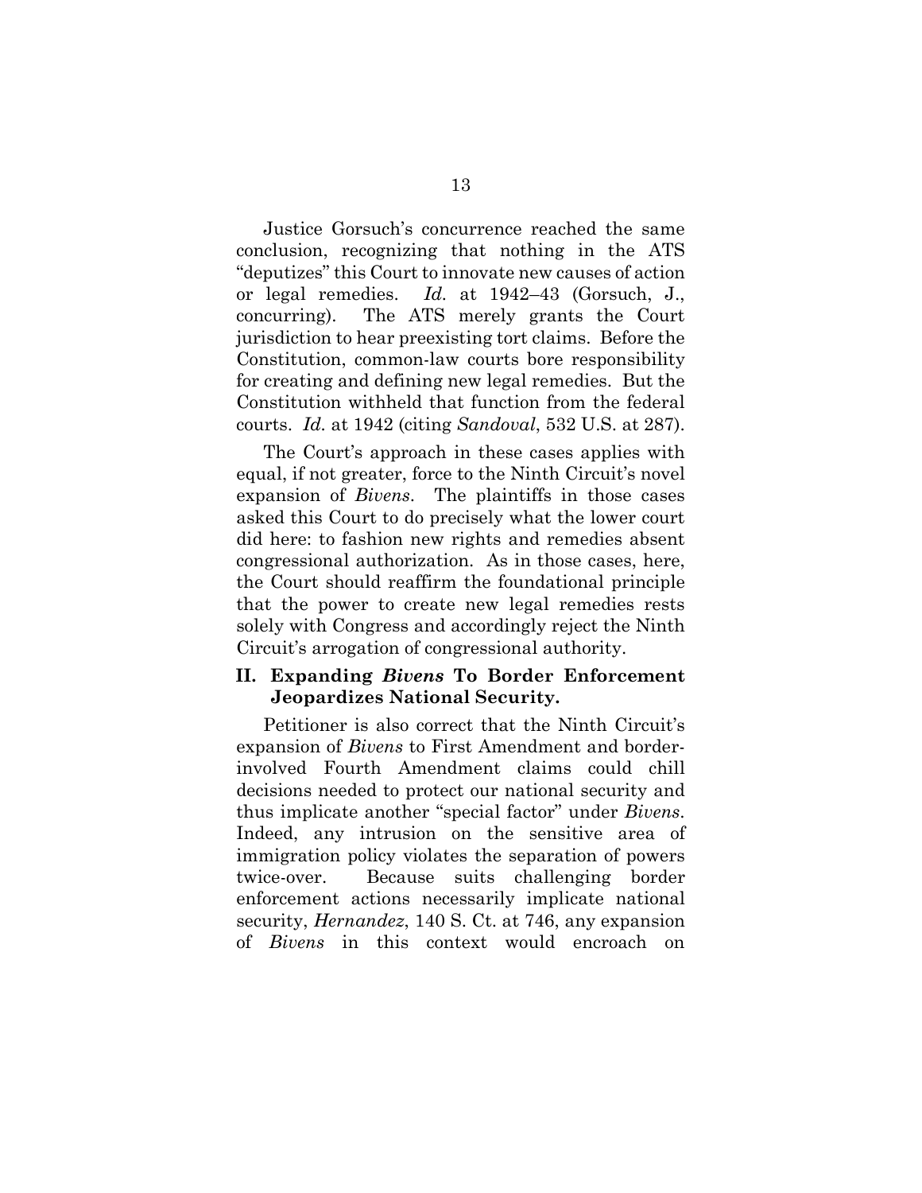Justice Gorsuch's concurrence reached the same conclusion, recognizing that nothing in the ATS "deputizes" this Court to innovate new causes of action or legal remedies. *Id.* at 1942–43 (Gorsuch, J., concurring). The ATS merely grants the Court jurisdiction to hear preexisting tort claims. Before the Constitution, common-law courts bore responsibility for creating and defining new legal remedies. But the Constitution withheld that function from the federal courts. *Id.* at 1942 (citing *Sandoval*, 532 U.S. at 287).

The Court's approach in these cases applies with equal, if not greater, force to the Ninth Circuit's novel expansion of *Bivens*. The plaintiffs in those cases asked this Court to do precisely what the lower court did here: to fashion new rights and remedies absent congressional authorization. As in those cases, here, the Court should reaffirm the foundational principle that the power to create new legal remedies rests solely with Congress and accordingly reject the Ninth Circuit's arrogation of congressional authority.

## II. Expanding *Bivens* To Border Enforcement Jeopardizes National Security.

Petitioner is also correct that the Ninth Circuit's expansion of *Bivens* to First Amendment and border-involved Fourth Amendment claims could chill decisions needed to protect our national security and thus implicate another "special factor" under *Bivens*. Indeed, any intrusion on the sensitive area of immigration policy violates the separation of powers twice-over. Because suits challenging border enforcement actions necessarily implicate national security, *Hernandez*, 140 S. Ct. at 746, any expansion of *Bivens* in this context would encroach on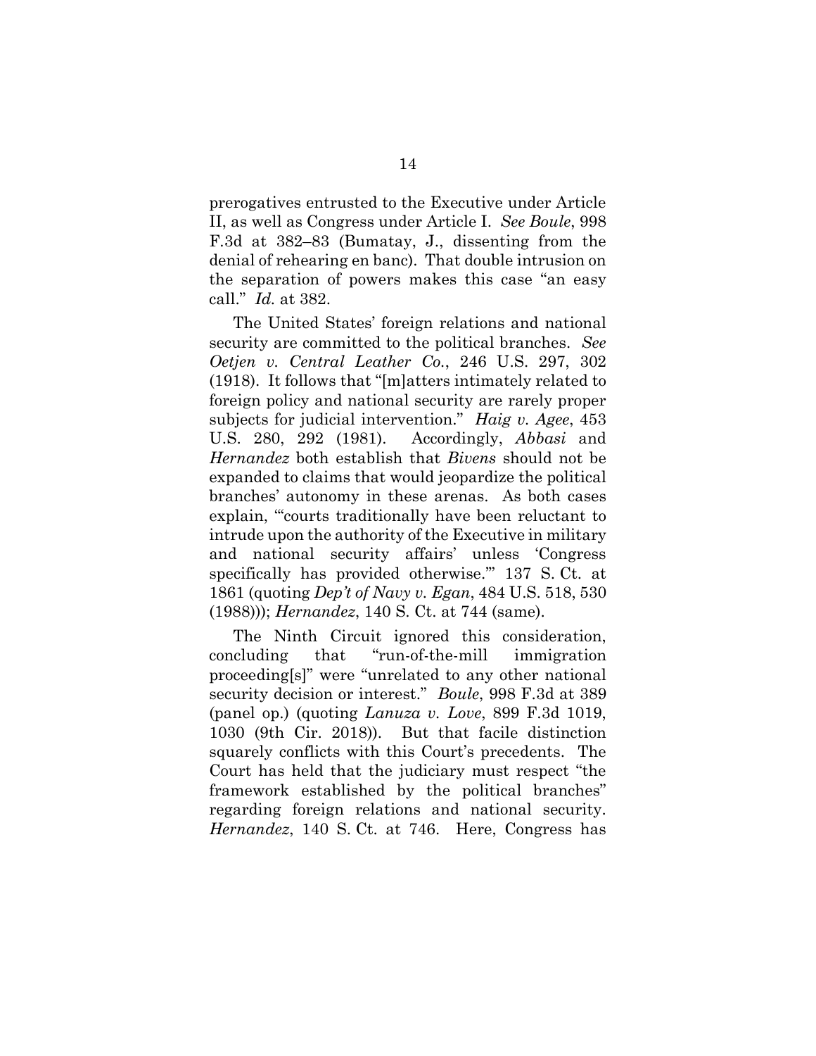prerogatives entrusted to the Executive under Article II, as well as Congress under Article I. *See Boule*, 998 F.3d at 382–83 (Bumatay, J., dissenting from the denial of rehearing en banc). That double intrusion on the separation of powers makes this case "an easy call." *Id.* at 382.

The United States' foreign relations and national security are committed to the political branches. *See Oetjen v. Central Leather Co.*, 246 U.S. 297, 302 (1918). It follows that "[m]atters intimately related to foreign policy and national security are rarely proper subjects for judicial intervention." *Haig v. Agee*, 453 U.S. 280, 292 (1981). Accordingly, *Abbasi* and *Hernandez* both establish that *Bivens* should not be expanded to claims that would jeopardize the political branches' autonomy in these arenas. As both cases explain, "'courts traditionally have been reluctant to intrude upon the authority of the Executive in military and national security affairs' unless 'Congress specifically has provided otherwise.'" 137 S. Ct. at 1861 (quoting *Dep't of Navy v. Egan*, 484 U.S. 518, 530 (1988))); *Hernandez*, 140 S. Ct. at 744 (same).

The Ninth Circuit ignored this consideration, concluding that "run-of-the-mill immigration proceeding[s]" were "unrelated to any other national security decision or interest." *Boule*, 998 F.3d at 389 (panel op.) (quoting *Lanuza v. Love*, 899 F.3d 1019, 1030 (9th Cir. 2018)). But that facile distinction squarely conflicts with this Court's precedents. The Court has held that the judiciary must respect "the framework established by the political branches" regarding foreign relations and national security. *Hernandez*, 140 S. Ct. at 746. Here, Congress has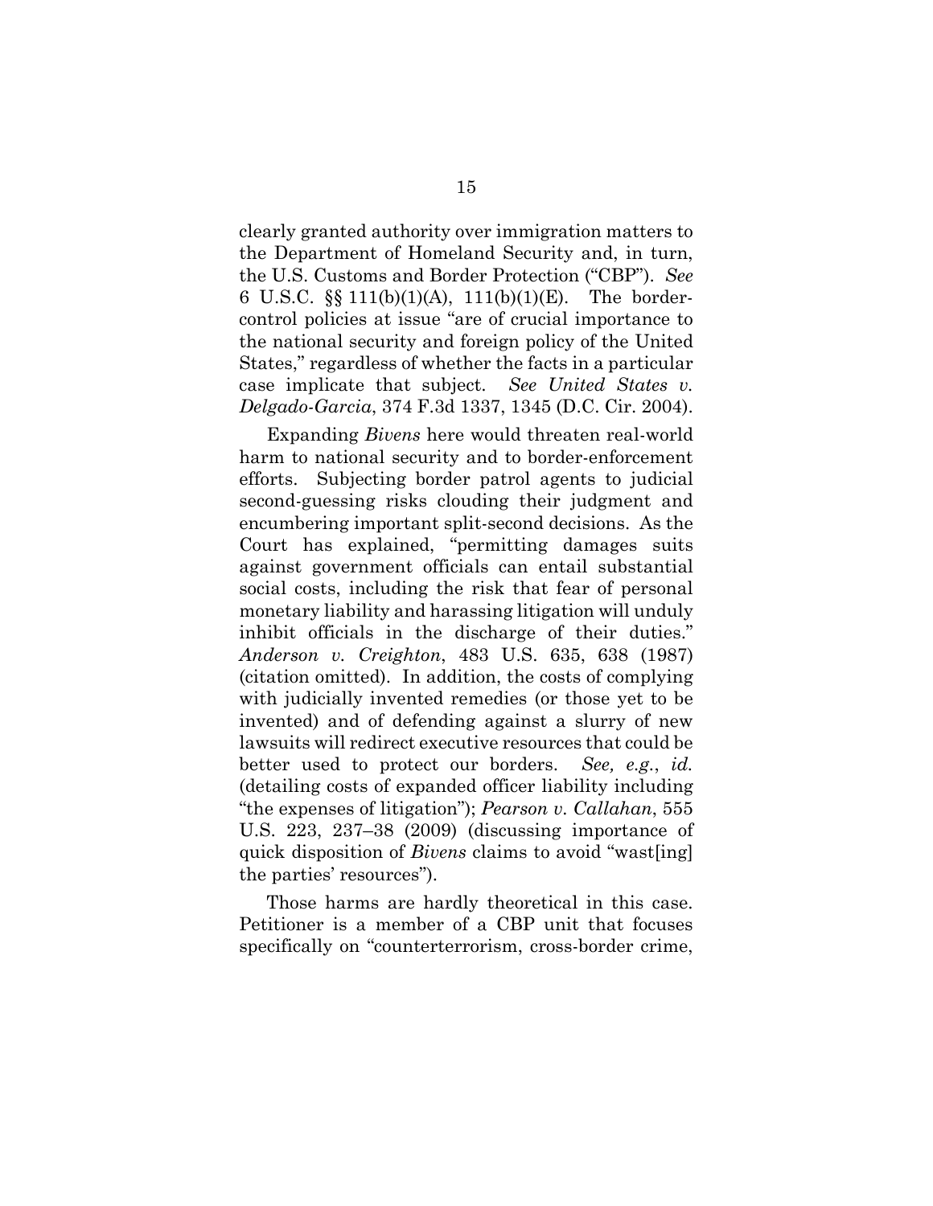clearly granted authority over immigration matters to the Department of Homeland Security and, in turn, the U.S. Customs and Border Protection ("CBP"). *See* 6 U.S.C. §§ 111(b)(1)(A), 111(b)(1)(E). The border-control policies at issue "are of crucial importance to the national security and foreign policy of the United States," regardless of whether the facts in a particular case implicate that subject. *See United States v. Delgado-Garcia*, 374 F.3d 1337, 1345 (D.C. Cir. 2004).

Expanding *Bivens* here would threaten real-world harm to national security and to border-enforcement efforts. Subjecting border patrol agents to judicial second-guessing risks clouding their judgment and encumbering important split-second decisions. As the Court has explained, "permitting damages suits against government officials can entail substantial social costs, including the risk that fear of personal monetary liability and harassing litigation will unduly inhibit officials in the discharge of their duties." *Anderson v. Creighton*, 483 U.S. 635, 638 (1987) (citation omitted). In addition, the costs of complying with judicially invented remedies (or those yet to be invented) and of defending against a slurry of new lawsuits will redirect executive resources that could be better used to protect our borders. *See, e.g.*, *id.* (detailing costs of expanded officer liability including "the expenses of litigation"); *Pearson v. Callahan*, 555 U.S. 223, 237–38 (2009) (discussing importance of quick disposition of *Bivens* claims to avoid "wast[ing] the parties' resources").

Those harms are hardly theoretical in this case. Petitioner is a member of a CBP unit that focuses specifically on "counterterrorism, cross-border crime,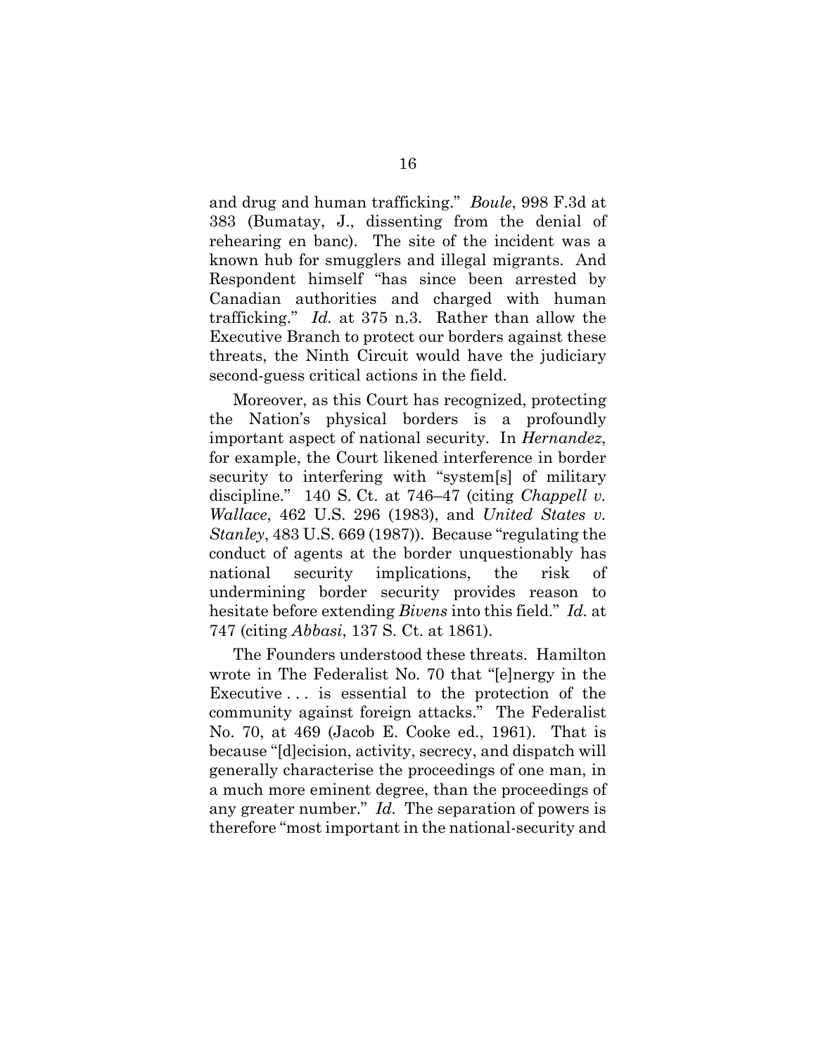and drug and human trafficking." *Boule*, 998 F.3d at 383 (Bumatay, J., dissenting from the denial of rehearing en banc). The site of the incident was a known hub for smugglers and illegal migrants. And Respondent himself "has since been arrested by Canadian authorities and charged with human trafficking." *Id.* at 375 n.3. Rather than allow the Executive Branch to protect our borders against these threats, the Ninth Circuit would have the judiciary second-guess critical actions in the field.

Moreover, as this Court has recognized, protecting the Nation's physical borders is a profoundly important aspect of national security. In *Hernandez*, for example, the Court likened interference in border security to interfering with "system[s] of military discipline." 140 S. Ct. at 746–47 (citing *Chappell v. Wallace*, 462 U.S. 296 (1983), and *United States v. Stanley*, 483 U.S. 669 (1987)). Because "regulating the conduct of agents at the border unquestionably has national security implications, the risk of undermining border security provides reason to hesitate before extending *Bivens* into this field." *Id.* at 747 (citing *Abbasi*, 137 S. Ct. at 1861).

The Founders understood these threats. Hamilton wrote in The Federalist No. 70 that "[e]nergy in the Executive . . . is essential to the protection of the community against foreign attacks." The Federalist No. 70, at 469 (Jacob E. Cooke ed., 1961). That is because "[d]ecision, activity, secrecy, and dispatch will generally characterise the proceedings of one man, in a much more eminent degree, than the proceedings of any greater number." *Id.* The separation of powers is therefore "most important in the national-security and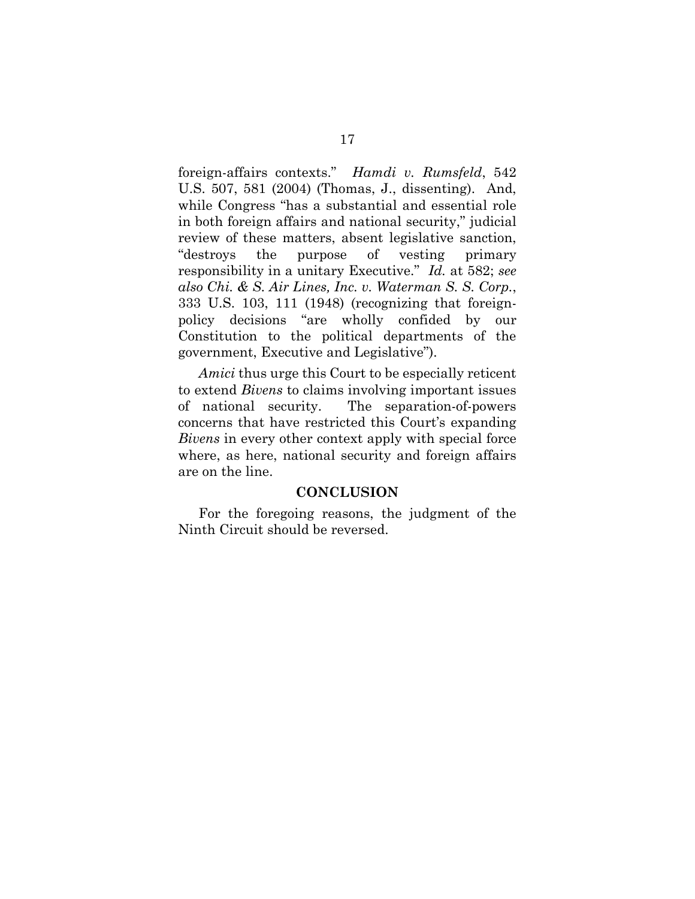foreign-affairs contexts." *Hamdi v. Rumsfeld*, 542 U.S. 507, 581 (2004) (Thomas, J., dissenting). And, while Congress "has a substantial and essential role in both foreign affairs and national security," judicial review of these matters, absent legislative sanction, "destroys the purpose of vesting primary responsibility in a unitary Executive." *Id.* at 582; *see also Chi. & S. Air Lines, Inc. v. Waterman S. S. Corp.*, 333 U.S. 103, 111 (1948) (recognizing that foreign-policy decisions "are wholly confided by our Constitution to the political departments of the government, Executive and Legislative").

*Amici* thus urge this Court to be especially reticent to extend *Bivens* to claims involving important issues of national security. The separation-of-powers concerns that have restricted this Court's expanding *Bivens* in every other context apply with special force where, as here, national security and foreign affairs are on the line.

## CONCLUSION

For the foregoing reasons, the judgment of the Ninth Circuit should be reversed.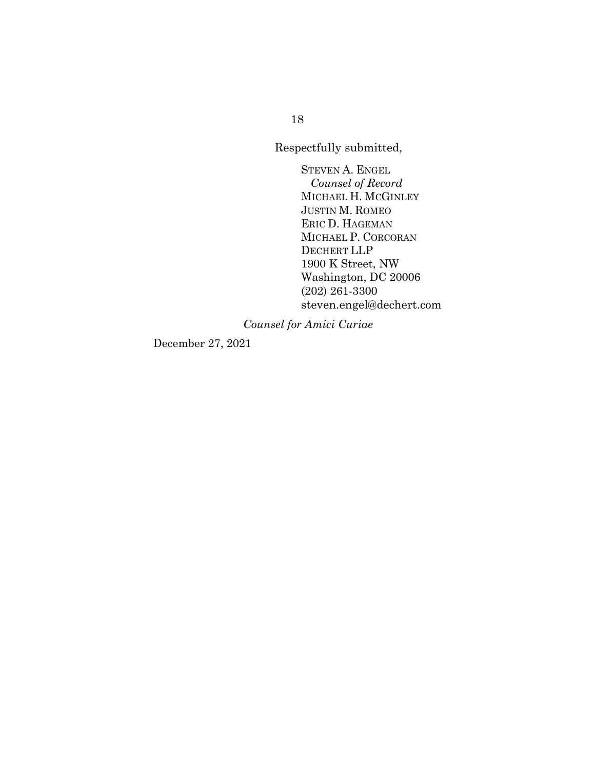Respectfully submitted,

STEVEN A. ENGEL
*Counsel of Record*
MICHAEL H. MCGINLEY
JUSTIN M. ROMEO
ERIC D. HAGEMAN
MICHAEL P. CORCORAN
DECHERT LLP
1900 K Street, NW
Washington, DC 20006
(202) 261-3300
steven.engel@dechert.com

*Counsel for Amici Curiae*

December 27, 2021